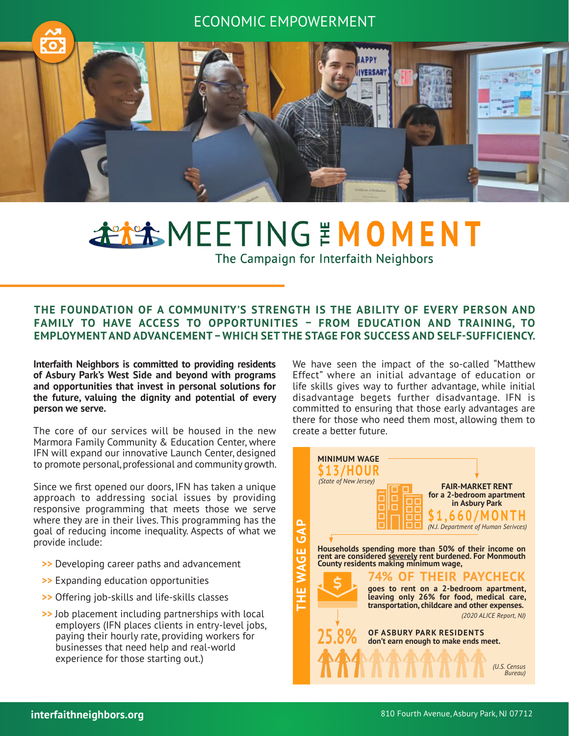ECONOMIC EMPOWERMENT

# MEETING THE MOMENT

The Campaign for Interfaith Neighbors

## THE FOUNDATION OF A COMMUNITY'S STRENGTH IS THE ABILITY OF EVERY PERSON AND FAMILY TO HAVE ACCESS TO OPPORTUNITIES – FROM EDUCATION AND TRAINING, TO EMPLOYMENT AND ADVANCEMENT – WHICH SET THE STAGE FOR SUCCESS AND SELF-SUFFICIENCY.

**Interfaith Neighbors is committed to providing residents of Asbury Park's West Side and beyond with programs and opportunities that invest in personal solutions for the future, valuing the dignity and potential of every person we serve.**

The core of our services will be housed in the new Marmora Family Community & Education Center, where IFN will expand our innovative Launch Center, designed to promote personal, professional and community growth.

Since we first opened our doors, IFN has taken a unique approach to addressing social issues by providing responsive programming that meets those we serve where they are in their lives. This programming has the goal of reducing income inequality. Aspects of what we provide include:

- >> Developing career paths and advancement
- >> Expanding education opportunities
- >> Offering job-skills and life-skills classes
- >> Job placement including partnerships with local employers (IFN places clients in entry-level jobs, paying their hourly rate, providing workers for businesses that need help and real-world experience for those starting out.)

We have seen the impact of the so-called "Matthew Effect" where an initial advantage of education or life skills gives way to further advantage, while initial disadvantage begets further disadvantage. IFN is committed to ensuring that those early advantages are there for those who need them most, allowing them to create a better future.

### THE WAGE GAP

**MINIMUM WAGE**
**$13/HOUR**
*(State of New Jersey)*

**FAIR-MARKET RENT for a 2-bedroom apartment in Asbury Park**
**$1,660/MONTH**
*(NJ. Department of Human Serivces)*

**Households spending more than 50% of their income on rent are considered severely rent burdened. For Monmouth County residents making minimum wage,**

**74% OF THEIR PAYCHECK goes to rent on a 2-bedroom apartment, leaving only 26% for food, medical care, transportation, childcare and other expenses.**
*(2020 ALICE Report, NJ)*

**25.8% OF ASBURY PARK RESIDENTS don't earn enough to make ends meet.**
*(U.S. Census Bureau)*

interfaithneighbors.org

810 Fourth Avenue, Asbury Park, NJ 07712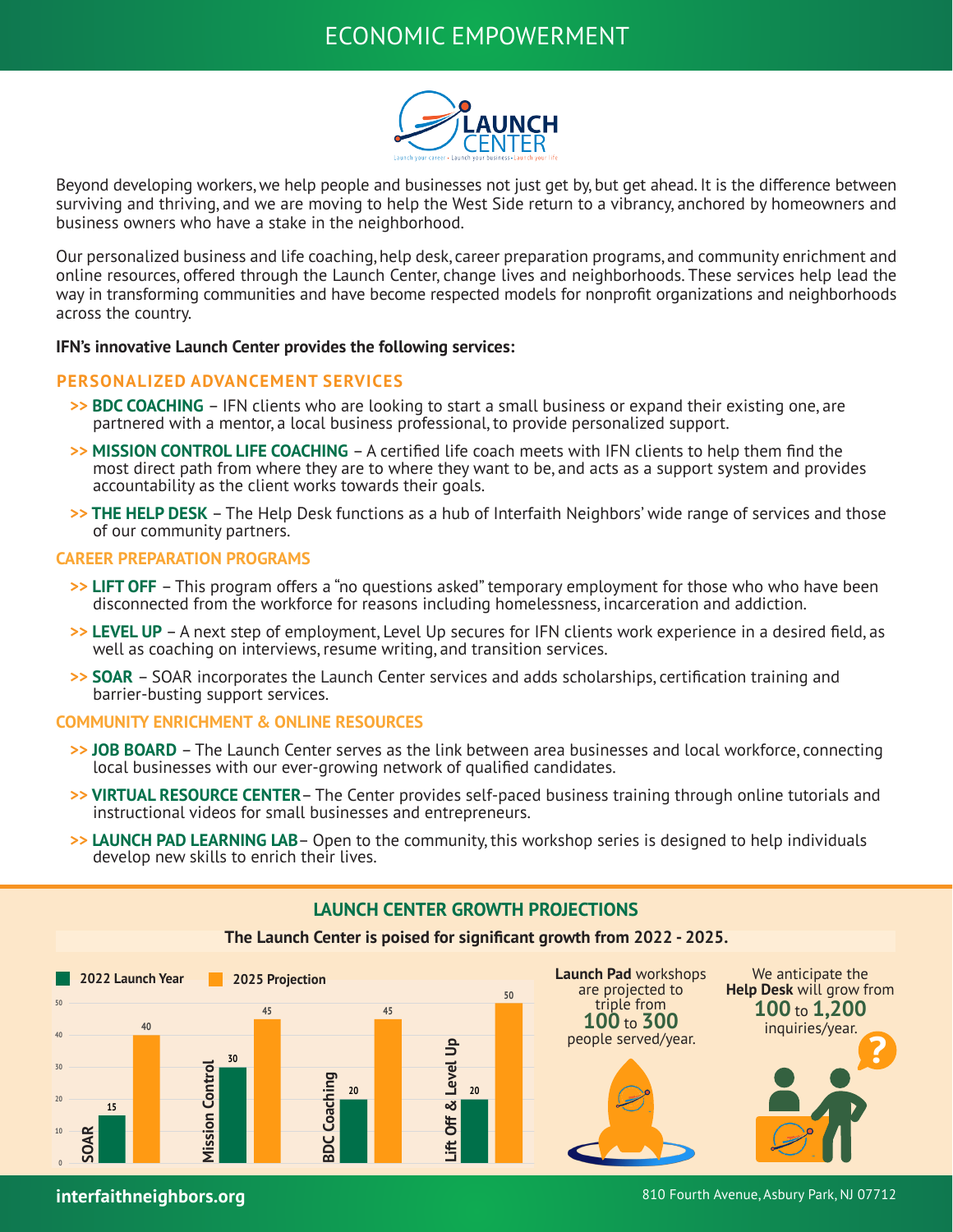# ECONOMIC EMPOWERMENT

LAUNCH CENTER

Launch your career • Launch your business • Launch your life

Beyond developing workers, we help people and businesses not just get by, but get ahead. It is the difference between surviving and thriving, and we are moving to help the West Side return to a vibrancy, anchored by homeowners and business owners who have a stake in the neighborhood.

Our personalized business and life coaching, help desk, career preparation programs, and community enrichment and online resources, offered through the Launch Center, change lives and neighborhoods. These services help lead the way in transforming communities and have become respected models for nonprofit organizations and neighborhoods across the country.

**IFN's innovative Launch Center provides the following services:**

## PERSONALIZED ADVANCEMENT SERVICES

- **>> BDC COACHING** – IFN clients who are looking to start a small business or expand their existing one, are partnered with a mentor, a local business professional, to provide personalized support.
- **>> MISSION CONTROL LIFE COACHING** – A certified life coach meets with IFN clients to help them find the most direct path from where they are to where they want to be, and acts as a support system and provides accountability as the client works towards their goals.
- **>> THE HELP DESK** – The Help Desk functions as a hub of Interfaith Neighbors' wide range of services and those of our community partners.

## CAREER PREPARATION PROGRAMS

- **>> LIFT OFF** – This program offers a "no questions asked" temporary employment for those who who have been disconnected from the workforce for reasons including homelessness, incarceration and addiction.
- **>> LEVEL UP** – A next step of employment, Level Up secures for IFN clients work experience in a desired field, as well as coaching on interviews, resume writing, and transition services.
- **>> SOAR** – SOAR incorporates the Launch Center services and adds scholarships, certification training and barrier-busting support services.

## COMMUNITY ENRICHMENT & ONLINE RESOURCES

- **>> JOB BOARD** – The Launch Center serves as the link between area businesses and local workforce, connecting local businesses with our ever-growing network of qualified candidates.
- **>> VIRTUAL RESOURCE CENTER** – The Center provides self-paced business training through online tutorials and instructional videos for small businesses and entrepreneurs.
- **>> LAUNCH PAD LEARNING LAB** – Open to the community, this workshop series is designed to help individuals develop new skills to enrich their lives.

## LAUNCH CENTER GROWTH PROJECTIONS

**The Launch Center is poised for significant growth from 2022 - 2025.**

2022 Launch Year
2025 Projection

0
10
20
30
40
50

SOAR: 15, 40
Mission Control: 30, 45
BDC Coaching: 20, 45
Lift Off & Level Up: 20, 50

**Launch Pad** workshops are projected to triple from **100** to **300** people served/year.

We anticipate the **Help Desk** will grow from **100** to **1,200** inquiries/year.

**interfaithneighbors.org**

810 Fourth Avenue, Asbury Park, NJ 07712